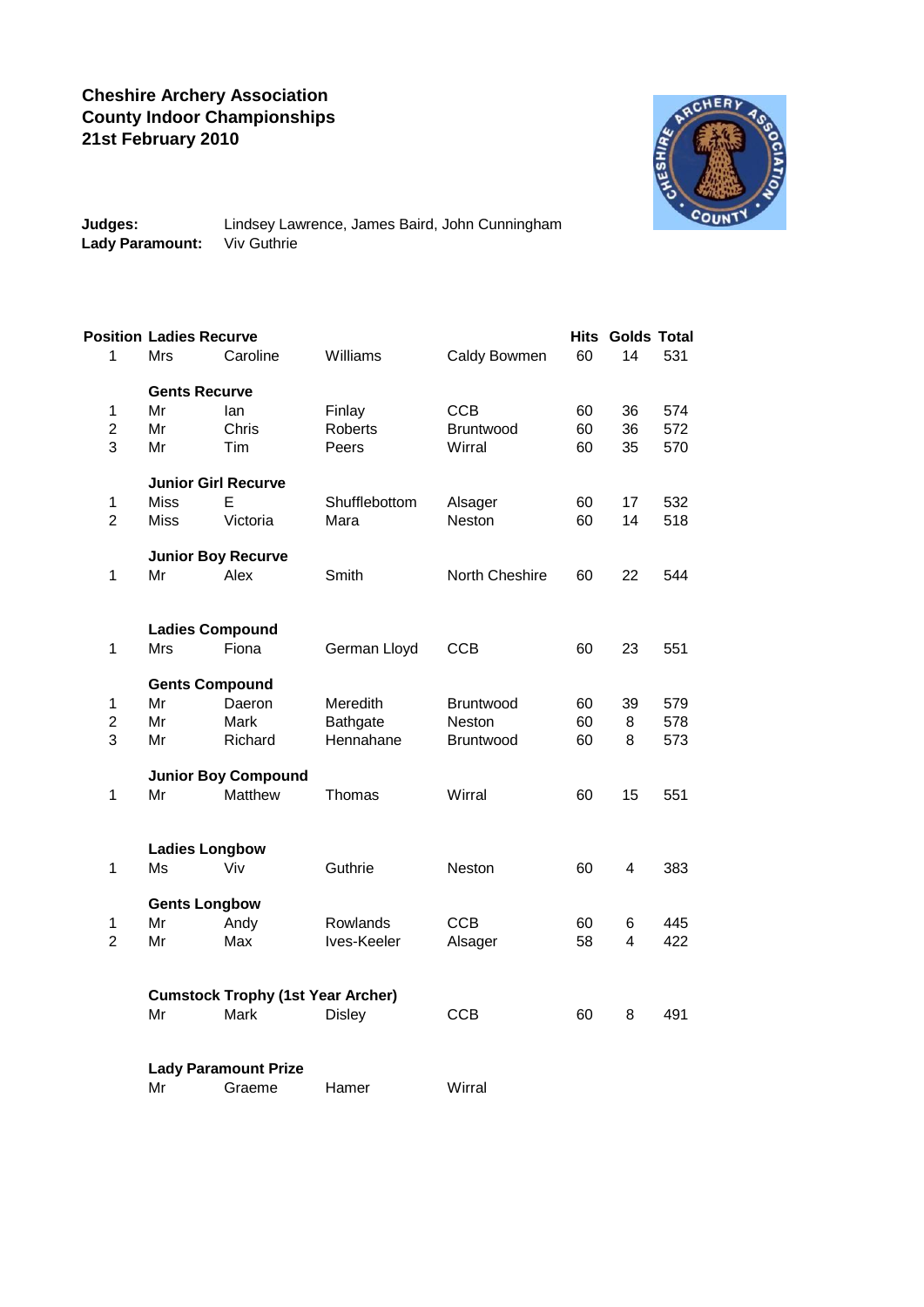**Cheshire Archery Association**
**County Indoor Championships**
**21st February 2010**

**Judges:** Lindsey Lawrence, James Baird, John Cunningham
**Lady Paramount:** Viv Guthrie

| Position | | | | | Hits | Golds | Total |
|---|---|---|---|---|---|---|---|
| | **Ladies Recurve** | | | | | | |
| 1 | Mrs | Caroline | Williams | Caldy Bowmen | 60 | 14 | 531 |
| | **Gents Recurve** | | | | | | |
| 1 | Mr | Ian | Finlay | CCB | 60 | 36 | 574 |
| 2 | Mr | Chris | Roberts | Bruntwood | 60 | 36 | 572 |
| 3 | Mr | Tim | Peers | Wirral | 60 | 35 | 570 |
| | **Junior Girl Recurve** | | | | | | |
| 1 | Miss | E | Shufflebottom | Alsager | 60 | 17 | 532 |
| 2 | Miss | Victoria | Mara | Neston | 60 | 14 | 518 |
| | **Junior Boy Recurve** | | | | | | |
| 1 | Mr | Alex | Smith | North Cheshire | 60 | 22 | 544 |
| | **Ladies Compound** | | | | | | |
| 1 | Mrs | Fiona | German Lloyd | CCB | 60 | 23 | 551 |
| | **Gents Compound** | | | | | | |
| 1 | Mr | Daeron | Meredith | Bruntwood | 60 | 39 | 579 |
| 2 | Mr | Mark | Bathgate | Neston | 60 | 8 | 578 |
| 3 | Mr | Richard | Hennahane | Bruntwood | 60 | 8 | 573 |
| | **Junior Boy Compound** | | | | | | |
| 1 | Mr | Matthew | Thomas | Wirral | 60 | 15 | 551 |
| | **Ladies Longbow** | | | | | | |
| 1 | Ms | Viv | Guthrie | Neston | 60 | 4 | 383 |
| | **Gents Longbow** | | | | | | |
| 1 | Mr | Andy | Rowlands | CCB | 60 | 6 | 445 |
| 2 | Mr | Max | Ives-Keeler | Alsager | 58 | 4 | 422 |
| | **Cumstock Trophy (1st Year Archer)** | | | | | | |
| | Mr | Mark | Disley | CCB | 60 | 8 | 491 |
| | **Lady Paramount Prize** | | | | | | |
| | Mr | Graeme | Hamer | Wirral | | | |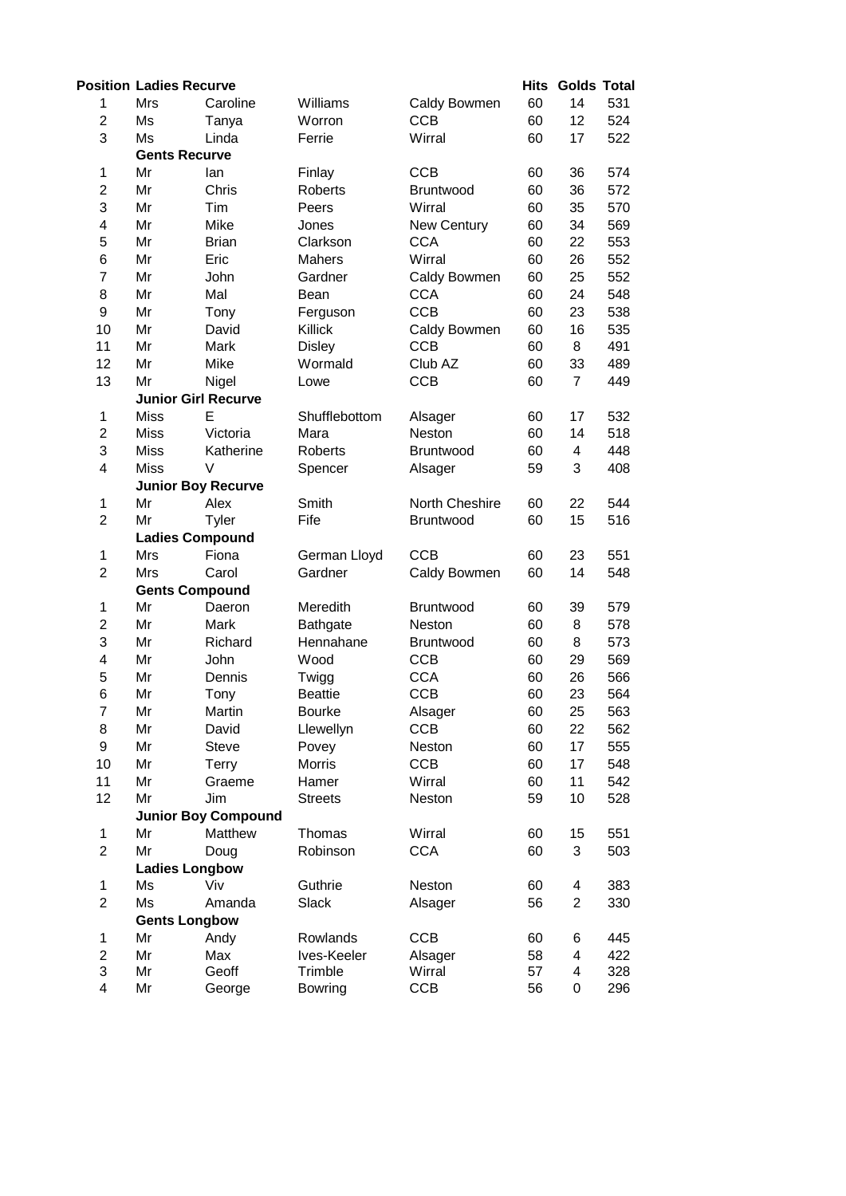| Position | Ladies Recurve | | | | Hits | Golds | Total |
|---|---|---|---|---|---|---|---|
| 1 | Mrs | Caroline | Williams | Caldy Bowmen | 60 | 14 | 531 |
| 2 | Ms | Tanya | Worron | CCB | 60 | 12 | 524 |
| 3 | Ms | Linda | Ferrie | Wirral | 60 | 17 | 522 |
| | **Gents Recurve** | | | | | | |
| 1 | Mr | Ian | Finlay | CCB | 60 | 36 | 574 |
| 2 | Mr | Chris | Roberts | Bruntwood | 60 | 36 | 572 |
| 3 | Mr | Tim | Peers | Wirral | 60 | 35 | 570 |
| 4 | Mr | Mike | Jones | New Century | 60 | 34 | 569 |
| 5 | Mr | Brian | Clarkson | CCA | 60 | 22 | 553 |
| 6 | Mr | Eric | Mahers | Wirral | 60 | 26 | 552 |
| 7 | Mr | John | Gardner | Caldy Bowmen | 60 | 25 | 552 |
| 8 | Mr | Mal | Bean | CCA | 60 | 24 | 548 |
| 9 | Mr | Tony | Ferguson | CCB | 60 | 23 | 538 |
| 10 | Mr | David | Killick | Caldy Bowmen | 60 | 16 | 535 |
| 11 | Mr | Mark | Disley | CCB | 60 | 8 | 491 |
| 12 | Mr | Mike | Wormald | Club AZ | 60 | 33 | 489 |
| 13 | Mr | Nigel | Lowe | CCB | 60 | 7 | 449 |
| | **Junior Girl Recurve** | | | | | | |
| 1 | Miss | E | Shufflebottom | Alsager | 60 | 17 | 532 |
| 2 | Miss | Victoria | Mara | Neston | 60 | 14 | 518 |
| 3 | Miss | Katherine | Roberts | Bruntwood | 60 | 4 | 448 |
| 4 | Miss | V | Spencer | Alsager | 59 | 3 | 408 |
| | **Junior Boy Recurve** | | | | | | |
| 1 | Mr | Alex | Smith | North Cheshire | 60 | 22 | 544 |
| 2 | Mr | Tyler | Fife | Bruntwood | 60 | 15 | 516 |
| | **Ladies Compound** | | | | | | |
| 1 | Mrs | Fiona | German Lloyd | CCB | 60 | 23 | 551 |
| 2 | Mrs | Carol | Gardner | Caldy Bowmen | 60 | 14 | 548 |
| | **Gents Compound** | | | | | | |
| 1 | Mr | Daeron | Meredith | Bruntwood | 60 | 39 | 579 |
| 2 | Mr | Mark | Bathgate | Neston | 60 | 8 | 578 |
| 3 | Mr | Richard | Hennahane | Bruntwood | 60 | 8 | 573 |
| 4 | Mr | John | Wood | CCB | 60 | 29 | 569 |
| 5 | Mr | Dennis | Twigg | CCA | 60 | 26 | 566 |
| 6 | Mr | Tony | Beattie | CCB | 60 | 23 | 564 |
| 7 | Mr | Martin | Bourke | Alsager | 60 | 25 | 563 |
| 8 | Mr | David | Llewellyn | CCB | 60 | 22 | 562 |
| 9 | Mr | Steve | Povey | Neston | 60 | 17 | 555 |
| 10 | Mr | Terry | Morris | CCB | 60 | 17 | 548 |
| 11 | Mr | Graeme | Hamer | Wirral | 60 | 11 | 542 |
| 12 | Mr | Jim | Streets | Neston | 59 | 10 | 528 |
| | **Junior Boy Compound** | | | | | | |
| 1 | Mr | Matthew | Thomas | Wirral | 60 | 15 | 551 |
| 2 | Mr | Doug | Robinson | CCA | 60 | 3 | 503 |
| | **Ladies Longbow** | | | | | | |
| 1 | Ms | Viv | Guthrie | Neston | 60 | 4 | 383 |
| 2 | Ms | Amanda | Slack | Alsager | 56 | 2 | 330 |
| | **Gents Longbow** | | | | | | |
| 1 | Mr | Andy | Rowlands | CCB | 60 | 6 | 445 |
| 2 | Mr | Max | Ives-Keeler | Alsager | 58 | 4 | 422 |
| 3 | Mr | Geoff | Trimble | Wirral | 57 | 4 | 328 |
| 4 | Mr | George | Bowring | CCB | 56 | 0 | 296 |